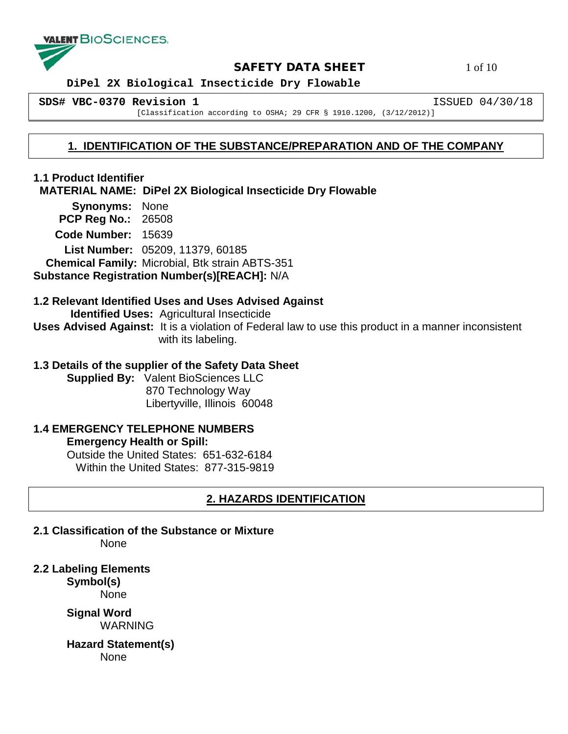VALENT BIOSCIENCES.

# SAFETY DATA SHEET

**DiPel 2X Biological Insecticide Dry Flowable**

**SDS# VBC-0370 Revision 1** ISSUED 04/30/18

[Classification according to OSHA; 29 CFR § 1910.1200, (3/12/2012)]

## 1. IDENTIFICATION OF THE SUBSTANCE/PREPARATION AND OF THE COMPANY

### 1.1 Product Identifier

**MATERIAL NAME: DiPel 2X Biological Insecticide Dry Flowable**

**Synonyms:** None

**PCP Reg No.:** 26508

**Code Number:** 15639

**List Number:** 05209, 11379, 60185

**Chemical Family:** Microbial, Btk strain ABTS-351

**Substance Registration Number(s)[REACH]:** N/A

### 1.2 Relevant Identified Uses and Uses Advised Against

**Identified Uses:** Agricultural Insecticide

**Uses Advised Against:** It is a violation of Federal law to use this product in a manner inconsistent with its labeling.

### 1.3 Details of the supplier of the Safety Data Sheet

**Supplied By:** Valent BioSciences LLC
870 Technology Way
Libertyville, Illinois 60048

### 1.4 EMERGENCY TELEPHONE NUMBERS

**Emergency Health or Spill:**

Outside the United States: 651-632-6184

Within the United States: 877-315-9819

## 2. HAZARDS IDENTIFICATION

### 2.1 Classification of the Substance or Mixture

None

### 2.2 Labeling Elements

**Symbol(s)**

None

**Signal Word**

WARNING

**Hazard Statement(s)**

None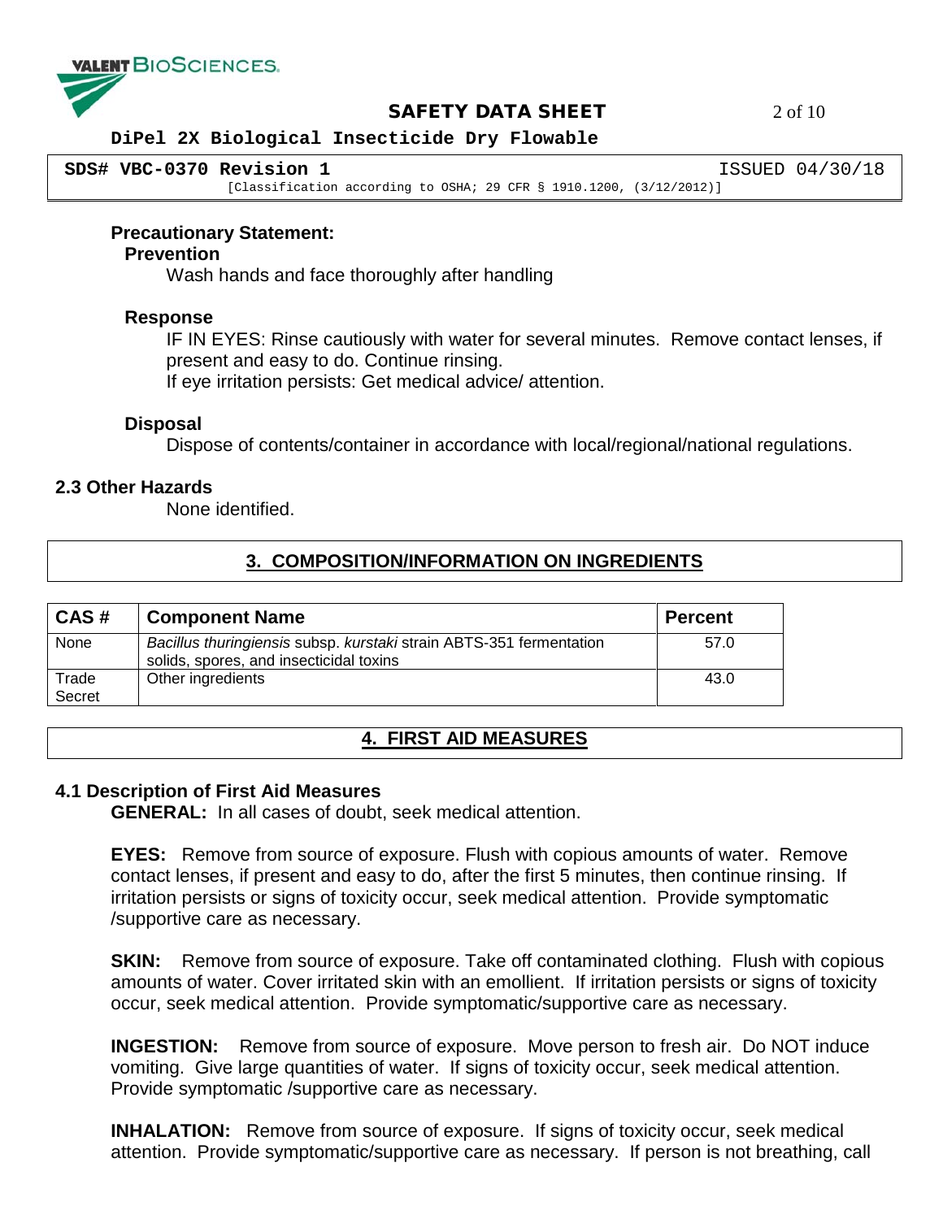**Precautionary Statement:**

**Prevention**

Wash hands and face thoroughly after handling

**Response**

IF IN EYES: Rinse cautiously with water for several minutes. Remove contact lenses, if present and easy to do. Continue rinsing.
If eye irritation persists: Get medical advice/ attention.

**Disposal**

Dispose of contents/container in accordance with local/regional/national regulations.

**2.3 Other Hazards**

None identified.

## 3. COMPOSITION/INFORMATION ON INGREDIENTS

| CAS # | Component Name | Percent |
|---|---|---|
| None | *Bacillus thuringiensis* subsp. *kurstaki* strain ABTS-351 fermentation solids, spores, and insecticidal toxins | 57.0 |
| Trade Secret | Other ingredients | 43.0 |

## 4. FIRST AID MEASURES

**4.1 Description of First Aid Measures**

**GENERAL:** In all cases of doubt, seek medical attention.

**EYES:** Remove from source of exposure. Flush with copious amounts of water. Remove contact lenses, if present and easy to do, after the first 5 minutes, then continue rinsing. If irritation persists or signs of toxicity occur, seek medical attention. Provide symptomatic /supportive care as necessary.

**SKIN:** Remove from source of exposure. Take off contaminated clothing. Flush with copious amounts of water. Cover irritated skin with an emollient. If irritation persists or signs of toxicity occur, seek medical attention. Provide symptomatic/supportive care as necessary.

**INGESTION:** Remove from source of exposure. Move person to fresh air. Do NOT induce vomiting. Give large quantities of water. If signs of toxicity occur, seek medical attention. Provide symptomatic /supportive care as necessary.

**INHALATION:** Remove from source of exposure. If signs of toxicity occur, seek medical attention. Provide symptomatic/supportive care as necessary. If person is not breathing, call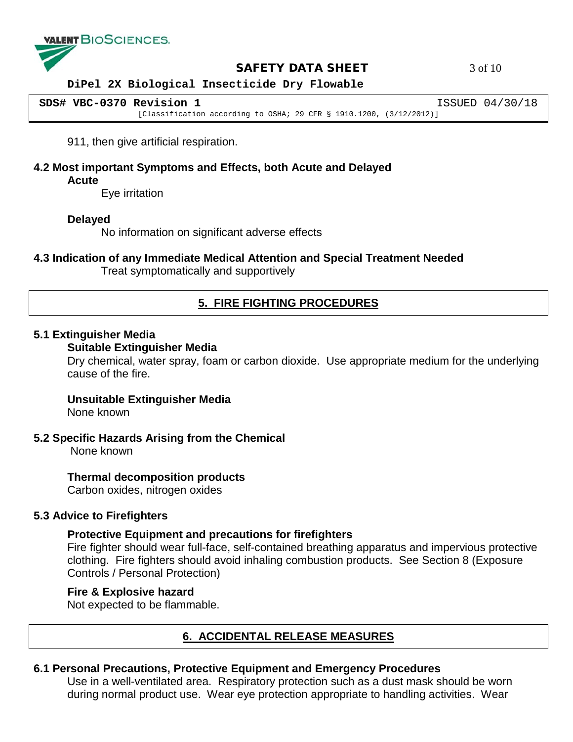911, then give artificial respiration.

### 4.2 Most important Symptoms and Effects, both Acute and Delayed

**Acute**

Eye irritation

**Delayed**

No information on significant adverse effects

### 4.3 Indication of any Immediate Medical Attention and Special Treatment Needed

Treat symptomatically and supportively

## 5. FIRE FIGHTING PROCEDURES

### 5.1 Extinguisher Media

**Suitable Extinguisher Media**

Dry chemical, water spray, foam or carbon dioxide. Use appropriate medium for the underlying cause of the fire.

**Unsuitable Extinguisher Media**

None known

### 5.2 Specific Hazards Arising from the Chemical

None known

**Thermal decomposition products**

Carbon oxides, nitrogen oxides

### 5.3 Advice to Firefighters

**Protective Equipment and precautions for firefighters**

Fire fighter should wear full-face, self-contained breathing apparatus and impervious protective clothing. Fire fighters should avoid inhaling combustion products. See Section 8 (Exposure Controls / Personal Protection)

**Fire & Explosive hazard**

Not expected to be flammable.

## 6. ACCIDENTAL RELEASE MEASURES

### 6.1 Personal Precautions, Protective Equipment and Emergency Procedures

Use in a well-ventilated area. Respiratory protection such as a dust mask should be worn during normal product use. Wear eye protection appropriate to handling activities. Wear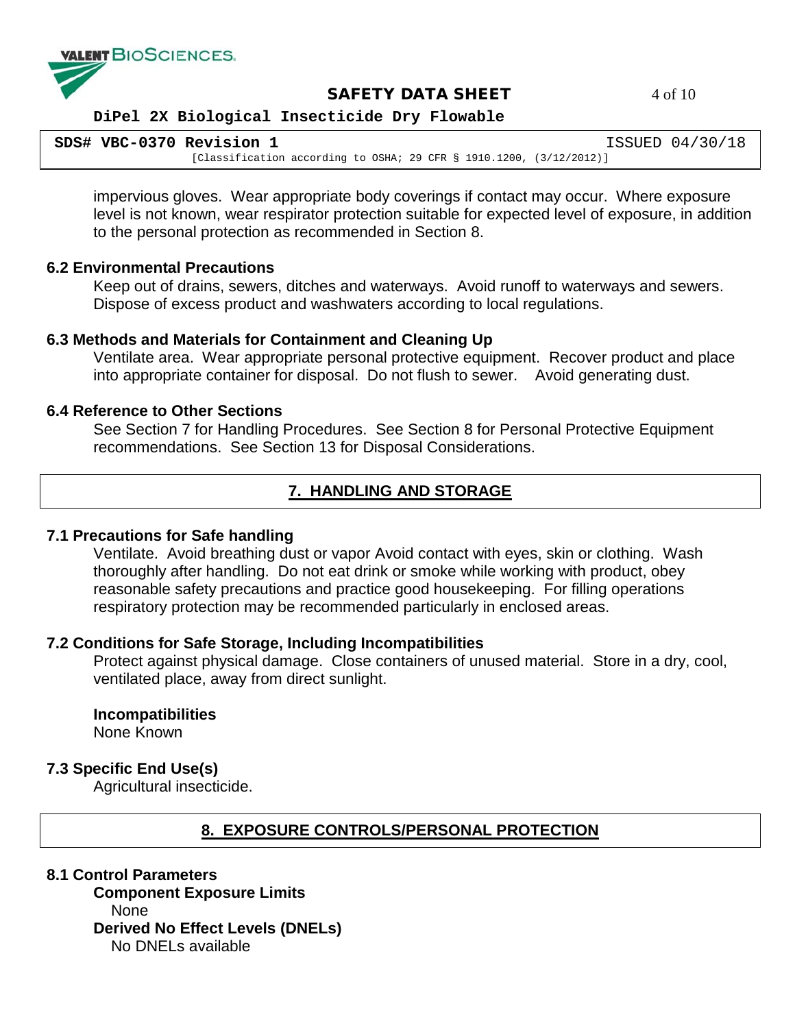impervious gloves. Wear appropriate body coverings if contact may occur. Where exposure level is not known, wear respirator protection suitable for expected level of exposure, in addition to the personal protection as recommended in Section 8.

### 6.2 Environmental Precautions

Keep out of drains, sewers, ditches and waterways. Avoid runoff to waterways and sewers. Dispose of excess product and washwaters according to local regulations.

### 6.3 Methods and Materials for Containment and Cleaning Up

Ventilate area. Wear appropriate personal protective equipment. Recover product and place into appropriate container for disposal. Do not flush to sewer. Avoid generating dust.

### 6.4 Reference to Other Sections

See Section 7 for Handling Procedures. See Section 8 for Personal Protective Equipment recommendations. See Section 13 for Disposal Considerations.

## 7. HANDLING AND STORAGE

### 7.1 Precautions for Safe handling

Ventilate. Avoid breathing dust or vapor Avoid contact with eyes, skin or clothing. Wash thoroughly after handling. Do not eat drink or smoke while working with product, obey reasonable safety precautions and practice good housekeeping. For filling operations respiratory protection may be recommended particularly in enclosed areas.

### 7.2 Conditions for Safe Storage, Including Incompatibilities

Protect against physical damage. Close containers of unused material. Store in a dry, cool, ventilated place, away from direct sunlight.

**Incompatibilities**

None Known

### 7.3 Specific End Use(s)

Agricultural insecticide.

## 8. EXPOSURE CONTROLS/PERSONAL PROTECTION

### 8.1 Control Parameters

**Component Exposure Limits**

None

**Derived No Effect Levels (DNELs)**

No DNELs available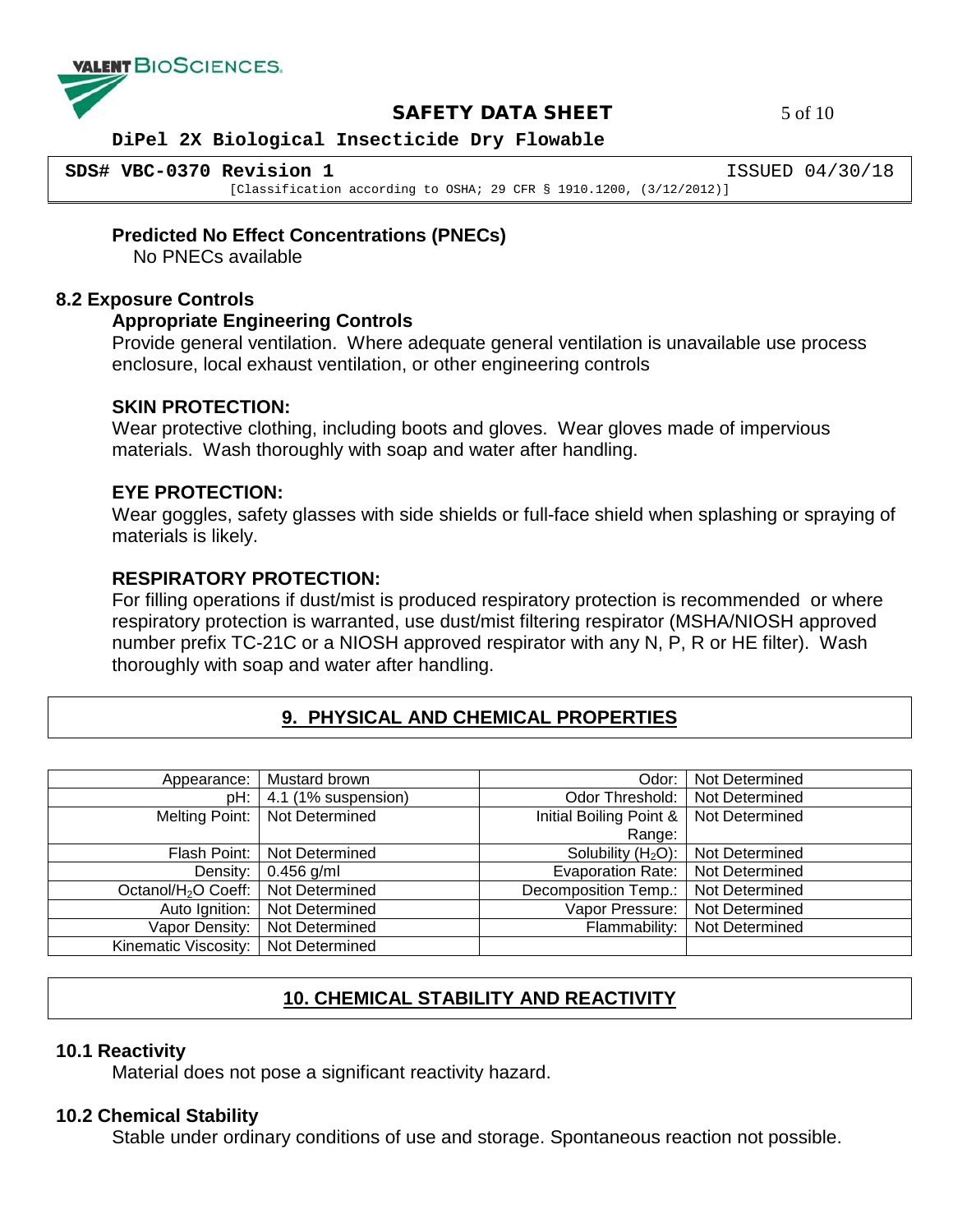### Predicted No Effect Concentrations (PNECs)

No PNECs available

## 8.2 Exposure Controls

### Appropriate Engineering Controls

Provide general ventilation. Where adequate general ventilation is unavailable use process enclosure, local exhaust ventilation, or other engineering controls

### SKIN PROTECTION:

Wear protective clothing, including boots and gloves. Wear gloves made of impervious materials. Wash thoroughly with soap and water after handling.

### EYE PROTECTION:

Wear goggles, safety glasses with side shields or full-face shield when splashing or spraying of materials is likely.

### RESPIRATORY PROTECTION:

For filling operations if dust/mist is produced respiratory protection is recommended or where respiratory protection is warranted, use dust/mist filtering respirator (MSHA/NIOSH approved number prefix TC-21C or a NIOSH approved respirator with any N, P, R or HE filter). Wash thoroughly with soap and water after handling.

# 9. PHYSICAL AND CHEMICAL PROPERTIES

| Property | Value | Property | Value |
|---|---|---|---|
| Appearance: | Mustard brown | Odor: | Not Determined |
| pH: | 4.1 (1% suspension) | Odor Threshold: | Not Determined |
| Melting Point: | Not Determined | Initial Boiling Point & Range: | Not Determined |
| Flash Point: | Not Determined | Solubility ($H_2O$): | Not Determined |
| Density: | 0.456 g/ml | Evaporation Rate: | Not Determined |
| Octanol/$H_2O$ Coeff: | Not Determined | Decomposition Temp.: | Not Determined |
| Auto Ignition: | Not Determined | Vapor Pressure: | Not Determined |
| Vapor Density: | Not Determined | Flammability: | Not Determined |
| Kinematic Viscosity: | Not Determined | | |

# 10. CHEMICAL STABILITY AND REACTIVITY

## 10.1 Reactivity

Material does not pose a significant reactivity hazard.

## 10.2 Chemical Stability

Stable under ordinary conditions of use and storage. Spontaneous reaction not possible.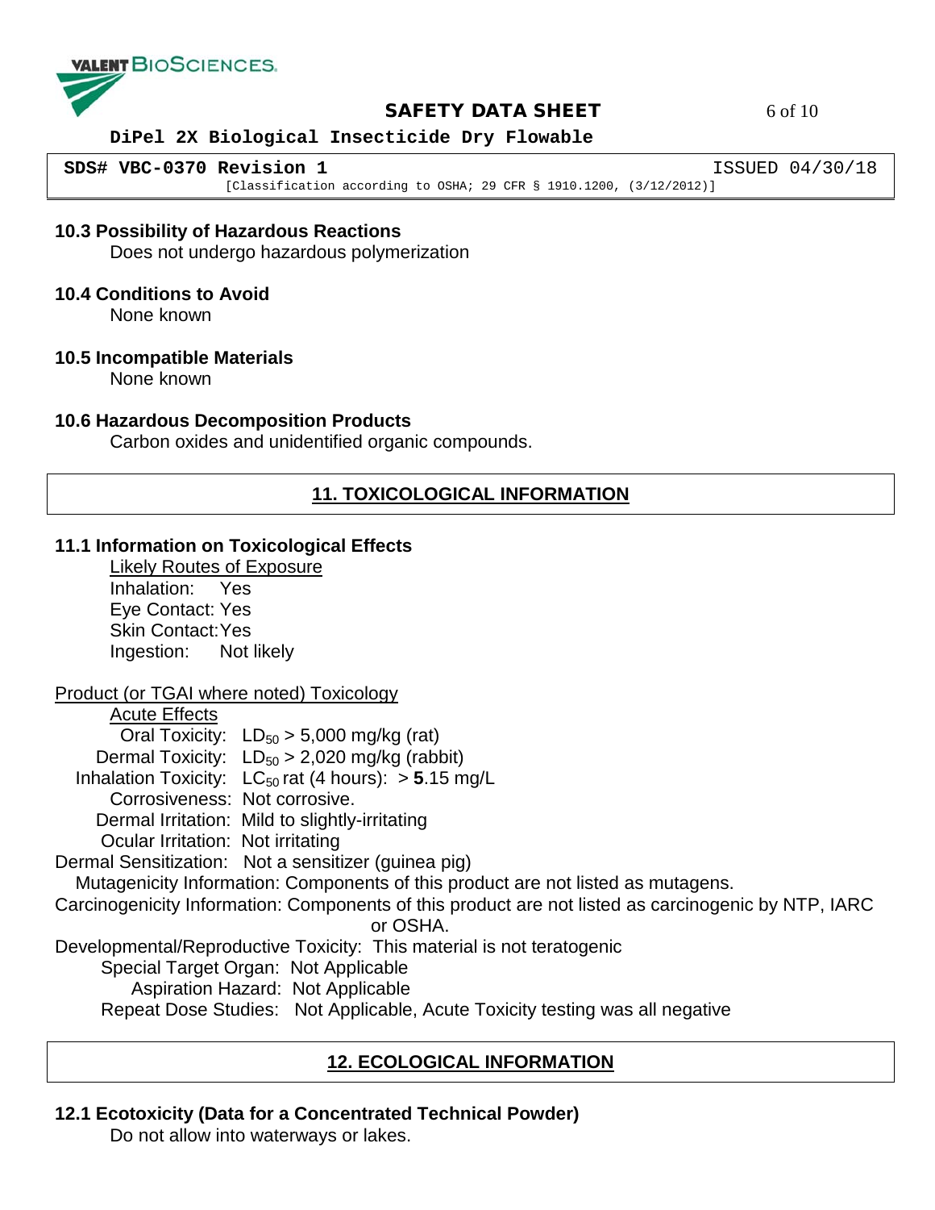### 10.3 Possibility of Hazardous Reactions

Does not undergo hazardous polymerization

### 10.4 Conditions to Avoid

None known

### 10.5 Incompatible Materials

None known

### 10.6 Hazardous Decomposition Products

Carbon oxides and unidentified organic compounds.

## 11. TOXICOLOGICAL INFORMATION

### 11.1 Information on Toxicological Effects

Likely Routes of Exposure

Inhalation: Yes
Eye Contact: Yes
Skin Contact: Yes
Ingestion: Not likely

Product (or TGAI where noted) Toxicology

Acute Effects

Oral Toxicity: $LD_{50}$ > 5,000 mg/kg (rat)
Dermal Toxicity: $LD_{50}$ > 2,020 mg/kg (rabbit)
Inhalation Toxicity: $LC_{50}$ rat (4 hours): > **5**.15 mg/L
Corrosiveness: Not corrosive.
Dermal Irritation: Mild to slightly-irritating
Ocular Irritation: Not irritating

Dermal Sensitization: Not a sensitizer (guinea pig)
Mutagenicity Information: Components of this product are not listed as mutagens.
Carcinogenicity Information: Components of this product are not listed as carcinogenic by NTP, IARC or OSHA.
Developmental/Reproductive Toxicity: This material is not teratogenic
Special Target Organ: Not Applicable
Aspiration Hazard: Not Applicable
Repeat Dose Studies: Not Applicable, Acute Toxicity testing was all negative

## 12. ECOLOGICAL INFORMATION

### 12.1 Ecotoxicity (Data for a Concentrated Technical Powder)

Do not allow into waterways or lakes.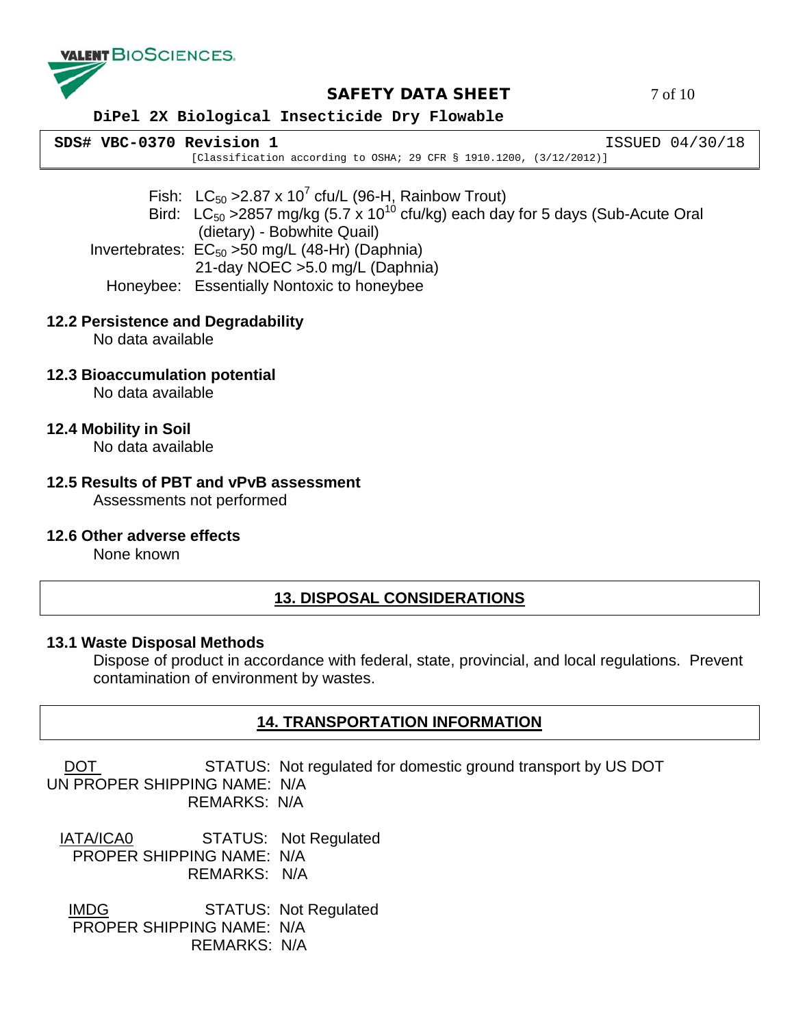Fish: $LC_{50}$ >2.87 x $10^7$ cfu/L (96-H, Rainbow Trout)

Bird: $LC_{50}$ >2857 mg/kg (5.7 x $10^{10}$ cfu/kg) each day for 5 days (Sub-Acute Oral (dietary) - Bobwhite Quail)

Invertebrates: $EC_{50}$ >50 mg/L (48-Hr) (Daphnia)
21-day NOEC >5.0 mg/L (Daphnia)

Honeybee: Essentially Nontoxic to honeybee

### 12.2 Persistence and Degradability

No data available

### 12.3 Bioaccumulation potential

No data available

### 12.4 Mobility in Soil

No data available

### 12.5 Results of PBT and vPvB assessment

Assessments not performed

### 12.6 Other adverse effects

None known

## 13. DISPOSAL CONSIDERATIONS

### 13.1 Waste Disposal Methods

Dispose of product in accordance with federal, state, provincial, and local regulations. Prevent contamination of environment by wastes.

## 14. TRANSPORTATION INFORMATION

**DOT**

STATUS: Not regulated for domestic ground transport by US DOT
UN PROPER SHIPPING NAME: N/A
REMARKS: N/A

**IATA/ICA0**

STATUS: Not Regulated
PROPER SHIPPING NAME: N/A
REMARKS: N/A

**IMDG**

STATUS: Not Regulated
PROPER SHIPPING NAME: N/A
REMARKS: N/A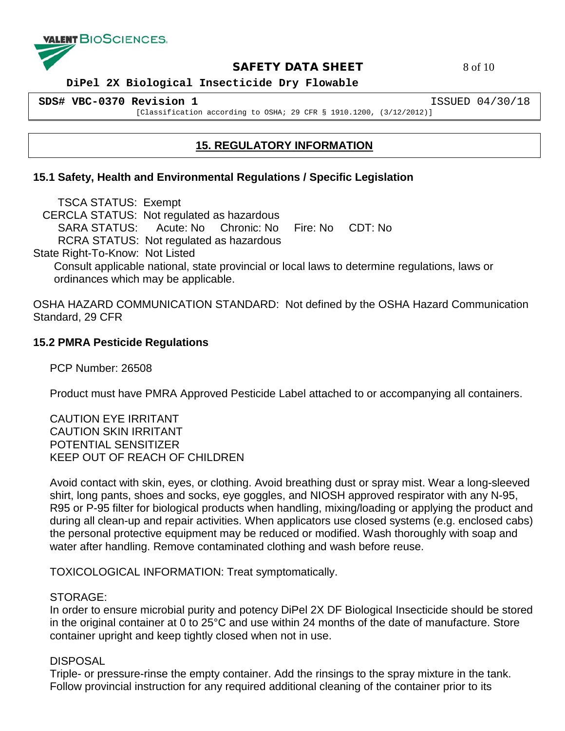## 15. REGULATORY INFORMATION

### 15.1 Safety, Health and Environmental Regulations / Specific Legislation

TSCA STATUS: Exempt
CERCLA STATUS: Not regulated as hazardous
SARA STATUS: Acute: No Chronic: No Fire: No CDT: No
RCRA STATUS: Not regulated as hazardous
State Right-To-Know: Not Listed

Consult applicable national, state provincial or local laws to determine regulations, laws or ordinances which may be applicable.

OSHA HAZARD COMMUNICATION STANDARD: Not defined by the OSHA Hazard Communication Standard, 29 CFR

### 15.2 PMRA Pesticide Regulations

PCP Number: 26508

Product must have PMRA Approved Pesticide Label attached to or accompanying all containers.

CAUTION EYE IRRITANT
CAUTION SKIN IRRITANT
POTENTIAL SENSITIZER
KEEP OUT OF REACH OF CHILDREN

Avoid contact with skin, eyes, or clothing. Avoid breathing dust or spray mist. Wear a long-sleeved shirt, long pants, shoes and socks, eye goggles, and NIOSH approved respirator with any N-95, R95 or P-95 filter for biological products when handling, mixing/loading or applying the product and during all clean-up and repair activities. When applicators use closed systems (e.g. enclosed cabs) the personal protective equipment may be reduced or modified. Wash thoroughly with soap and water after handling. Remove contaminated clothing and wash before reuse.

TOXICOLOGICAL INFORMATION: Treat symptomatically.

STORAGE:
In order to ensure microbial purity and potency DiPel 2X DF Biological Insecticide should be stored in the original container at 0 to 25°C and use within 24 months of the date of manufacture. Store container upright and keep tightly closed when not in use.

DISPOSAL
Triple- or pressure-rinse the empty container. Add the rinsings to the spray mixture in the tank. Follow provincial instruction for any required additional cleaning of the container prior to its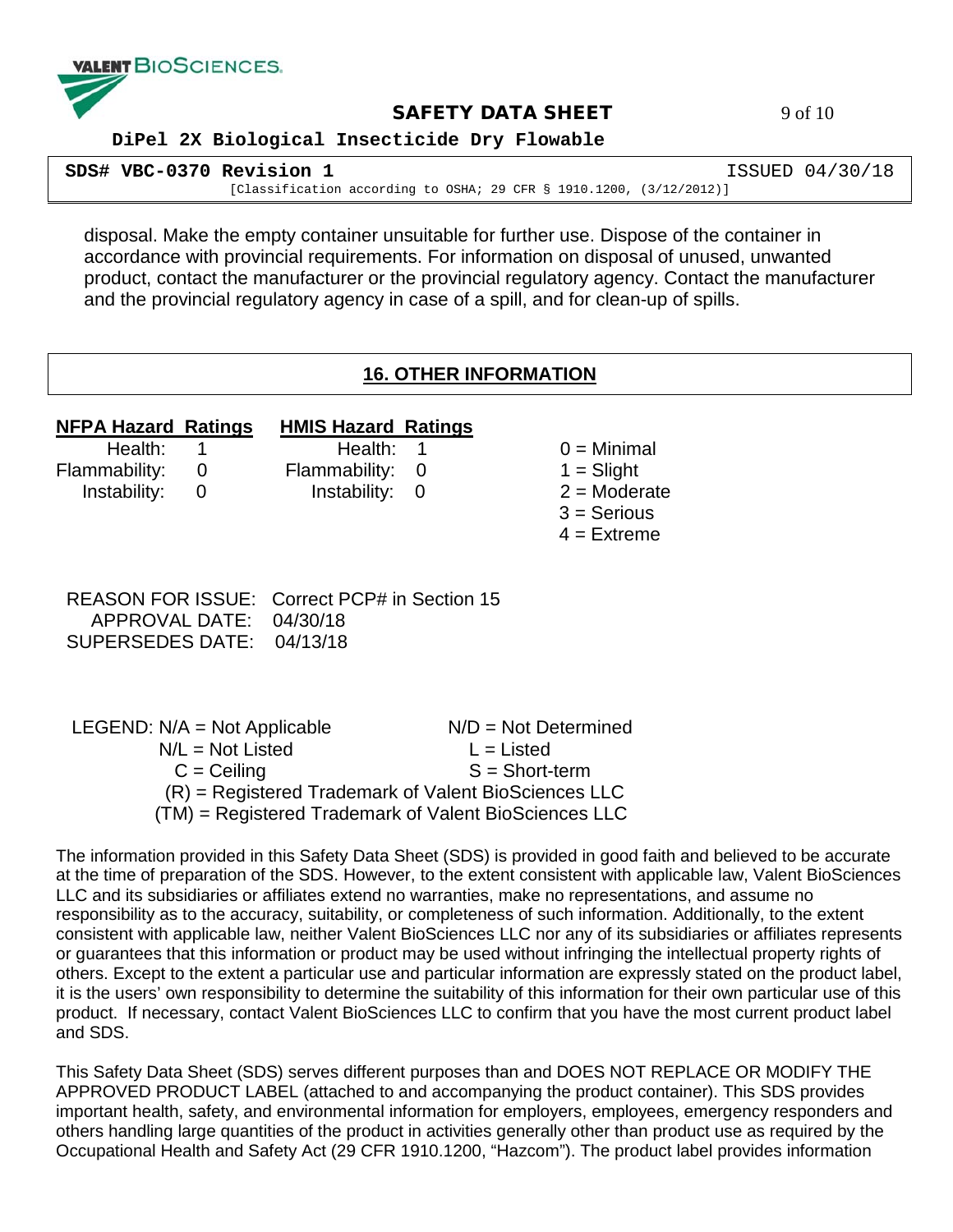disposal. Make the empty container unsuitable for further use. Dispose of the container in accordance with provincial requirements. For information on disposal of unused, unwanted product, contact the manufacturer or the provincial regulatory agency. Contact the manufacturer and the provincial regulatory agency in case of a spill, and for clean-up of spills.

## 16. OTHER INFORMATION

| NFPA Hazard Ratings | | HMIS Hazard Ratings | | |
|---|---|---|---|---|
| Health: | 1 | Health: | 1 | 0 = Minimal |
| Flammability: | 0 | Flammability: | 0 | 1 = Slight |
| Instability: | 0 | Instability: | 0 | 2 = Moderate |
| | | | | 3 = Serious |
| | | | | 4 = Extreme |

REASON FOR ISSUE: Correct PCP# in Section 15
APPROVAL DATE: 04/30/18
SUPERSEDES DATE: 04/13/18

LEGEND: N/A = Not Applicable N/D = Not Determined
N/L = Not Listed L = Listed
C = Ceiling S = Short-term
(R) = Registered Trademark of Valent BioSciences LLC
(TM) = Registered Trademark of Valent BioSciences LLC

The information provided in this Safety Data Sheet (SDS) is provided in good faith and believed to be accurate at the time of preparation of the SDS. However, to the extent consistent with applicable law, Valent BioSciences LLC and its subsidiaries or affiliates extend no warranties, make no representations, and assume no responsibility as to the accuracy, suitability, or completeness of such information. Additionally, to the extent consistent with applicable law, neither Valent BioSciences LLC nor any of its subsidiaries or affiliates represents or guarantees that this information or product may be used without infringing the intellectual property rights of others. Except to the extent a particular use and particular information are expressly stated on the product label, it is the users' own responsibility to determine the suitability of this information for their own particular use of this product. If necessary, contact Valent BioSciences LLC to confirm that you have the most current product label and SDS.

This Safety Data Sheet (SDS) serves different purposes than and DOES NOT REPLACE OR MODIFY THE APPROVED PRODUCT LABEL (attached to and accompanying the product container). This SDS provides important health, safety, and environmental information for employers, employees, emergency responders and others handling large quantities of the product in activities generally other than product use as required by the Occupational Health and Safety Act (29 CFR 1910.1200, "Hazcom"). The product label provides information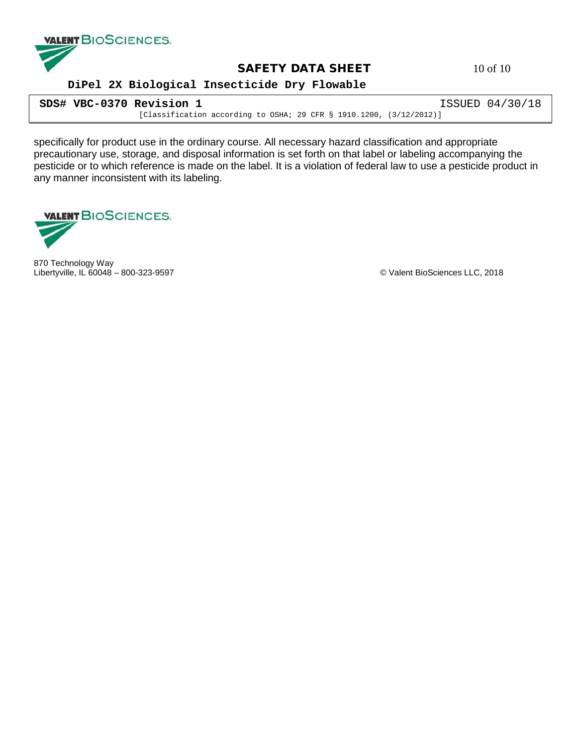specifically for product use in the ordinary course. All necessary hazard classification and appropriate precautionary use, storage, and disposal information is set forth on that label or labeling accompanying the pesticide or to which reference is made on the label. It is a violation of federal law to use a pesticide product in any manner inconsistent with its labeling.

VALENT BIOSCIENCES.

870 Technology Way
Libertyville, IL 60048 – 800-323-9597

© Valent BioSciences LLC, 2018